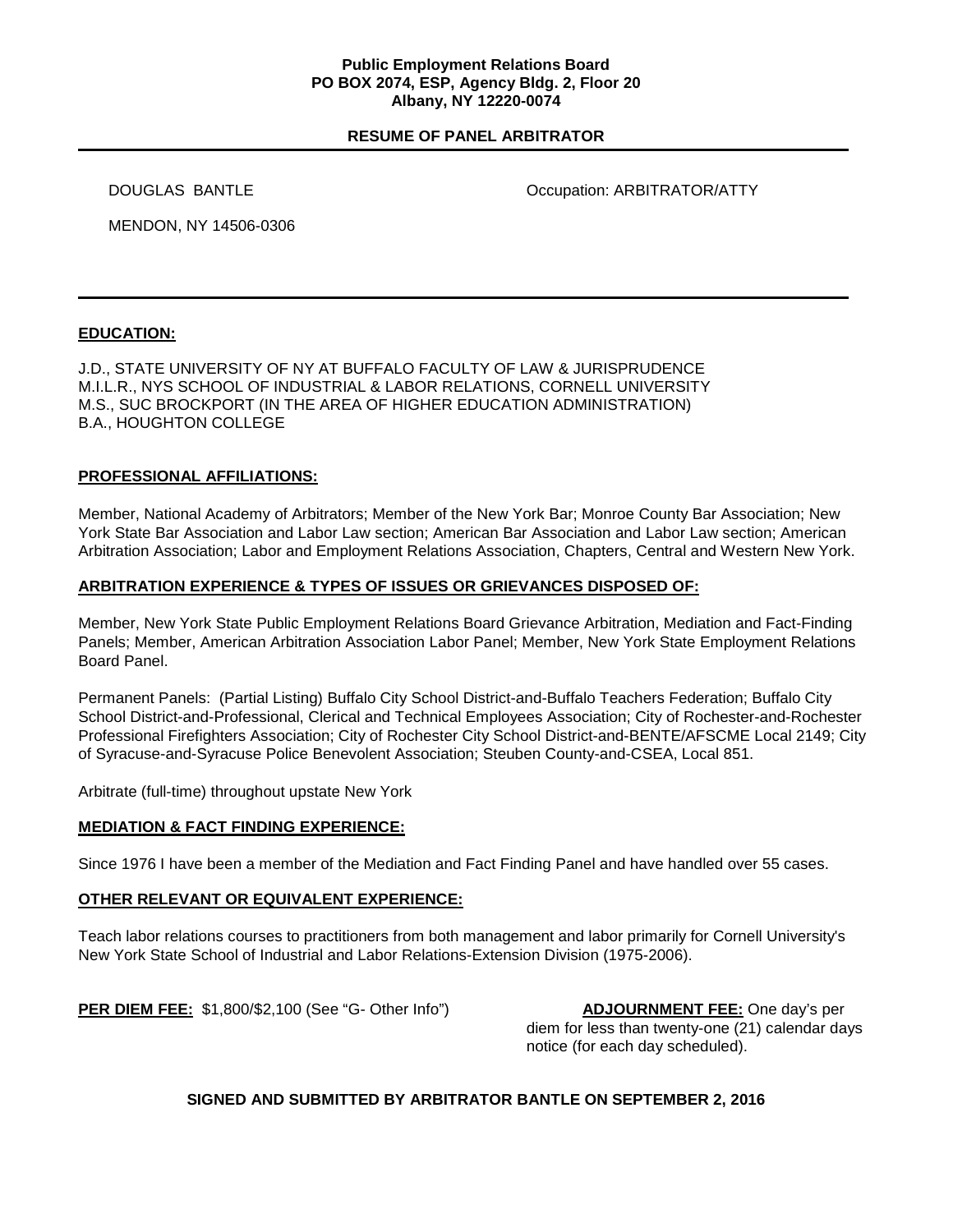**Public Employment Relations Board**
**PO BOX 2074, ESP, Agency Bldg. 2, Floor 20**
**Albany, NY 12220-0074**

## RESUME OF PANEL ARBITRATOR

DOUGLAS BANTLE

Occupation: ARBITRATOR/ATTY

MENDON, NY 14506-0306

### EDUCATION:

J.D., STATE UNIVERSITY OF NY AT BUFFALO FACULTY OF LAW & JURISPRUDENCE
M.I.L.R., NYS SCHOOL OF INDUSTRIAL & LABOR RELATIONS, CORNELL UNIVERSITY
M.S., SUC BROCKPORT (IN THE AREA OF HIGHER EDUCATION ADMINISTRATION)
B.A., HOUGHTON COLLEGE

### PROFESSIONAL AFFILIATIONS:

Member, National Academy of Arbitrators; Member of the New York Bar; Monroe County Bar Association; New York State Bar Association and Labor Law section; American Bar Association and Labor Law section; American Arbitration Association; Labor and Employment Relations Association, Chapters, Central and Western New York.

### ARBITRATION EXPERIENCE & TYPES OF ISSUES OR GRIEVANCES DISPOSED OF:

Member, New York State Public Employment Relations Board Grievance Arbitration, Mediation and Fact-Finding Panels; Member, American Arbitration Association Labor Panel; Member, New York State Employment Relations Board Panel.

Permanent Panels: (Partial Listing) Buffalo City School District-and-Buffalo Teachers Federation; Buffalo City School District-and-Professional, Clerical and Technical Employees Association; City of Rochester-and-Rochester Professional Firefighters Association; City of Rochester City School District-and-BENTE/AFSCME Local 2149; City of Syracuse-and-Syracuse Police Benevolent Association; Steuben County-and-CSEA, Local 851.

Arbitrate (full-time) throughout upstate New York

### MEDIATION & FACT FINDING EXPERIENCE:

Since 1976 I have been a member of the Mediation and Fact Finding Panel and have handled over 55 cases.

### OTHER RELEVANT OR EQUIVALENT EXPERIENCE:

Teach labor relations courses to practitioners from both management and labor primarily for Cornell University's New York State School of Industrial and Labor Relations-Extension Division (1975-2006).

**PER DIEM FEE:** $1,800/$2,100 (See "G- Other Info")

**ADJOURNMENT FEE:** One day's per diem for less than twenty-one (21) calendar days notice (for each day scheduled).

**SIGNED AND SUBMITTED BY ARBITRATOR BANTLE ON SEPTEMBER 2, 2016**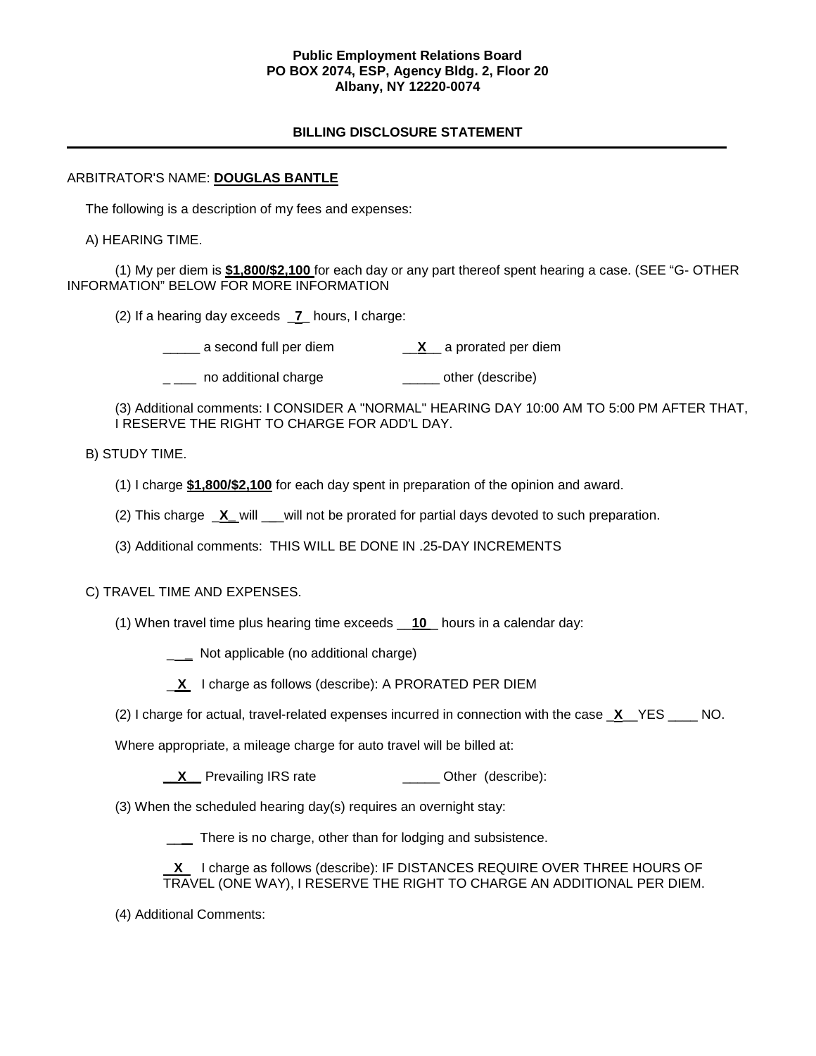**Public Employment Relations Board**
**PO BOX 2074, ESP, Agency Bldg. 2, Floor 20**
**Albany, NY 12220-0074**

## BILLING DISCLOSURE STATEMENT

ARBITRATOR'S NAME: **DOUGLAS BANTLE**

The following is a description of my fees and expenses:

A) HEARING TIME.

(1) My per diem is **$1,800/$2,100** for each day or any part thereof spent hearing a case. (SEE "G- OTHER INFORMATION" BELOW FOR MORE INFORMATION

(2) If a hearing day exceeds _**7**_ hours, I charge:

_____ a second full per diem __**X**__ a prorated per diem

_ ___ no additional charge _____ other (describe)

(3) Additional comments: I CONSIDER A "NORMAL" HEARING DAY 10:00 AM TO 5:00 PM AFTER THAT, I RESERVE THE RIGHT TO CHARGE FOR ADD'L DAY.

B) STUDY TIME.

(1) I charge **$1,800/$2,100** for each day spent in preparation of the opinion and award.

(2) This charge _**X**_ will ___will not be prorated for partial days devoted to such preparation.

(3) Additional comments: THIS WILL BE DONE IN .25-DAY INCREMENTS

C) TRAVEL TIME AND EXPENSES.

(1) When travel time plus hearing time exceeds __**10**__ hours in a calendar day:

___ Not applicable (no additional charge)

_**X**_ I charge as follows (describe): A PRORATED PER DIEM

(2) I charge for actual, travel-related expenses incurred in connection with the case _**X**__YES ____ NO.

Where appropriate, a mileage charge for auto travel will be billed at:

__**X**__ Prevailing IRS rate _____ Other (describe):

(3) When the scheduled hearing day(s) requires an overnight stay:

___ There is no charge, other than for lodging and subsistence.

_**X**_ I charge as follows (describe): IF DISTANCES REQUIRE OVER THREE HOURS OF TRAVEL (ONE WAY), I RESERVE THE RIGHT TO CHARGE AN ADDITIONAL PER DIEM.

(4) Additional Comments: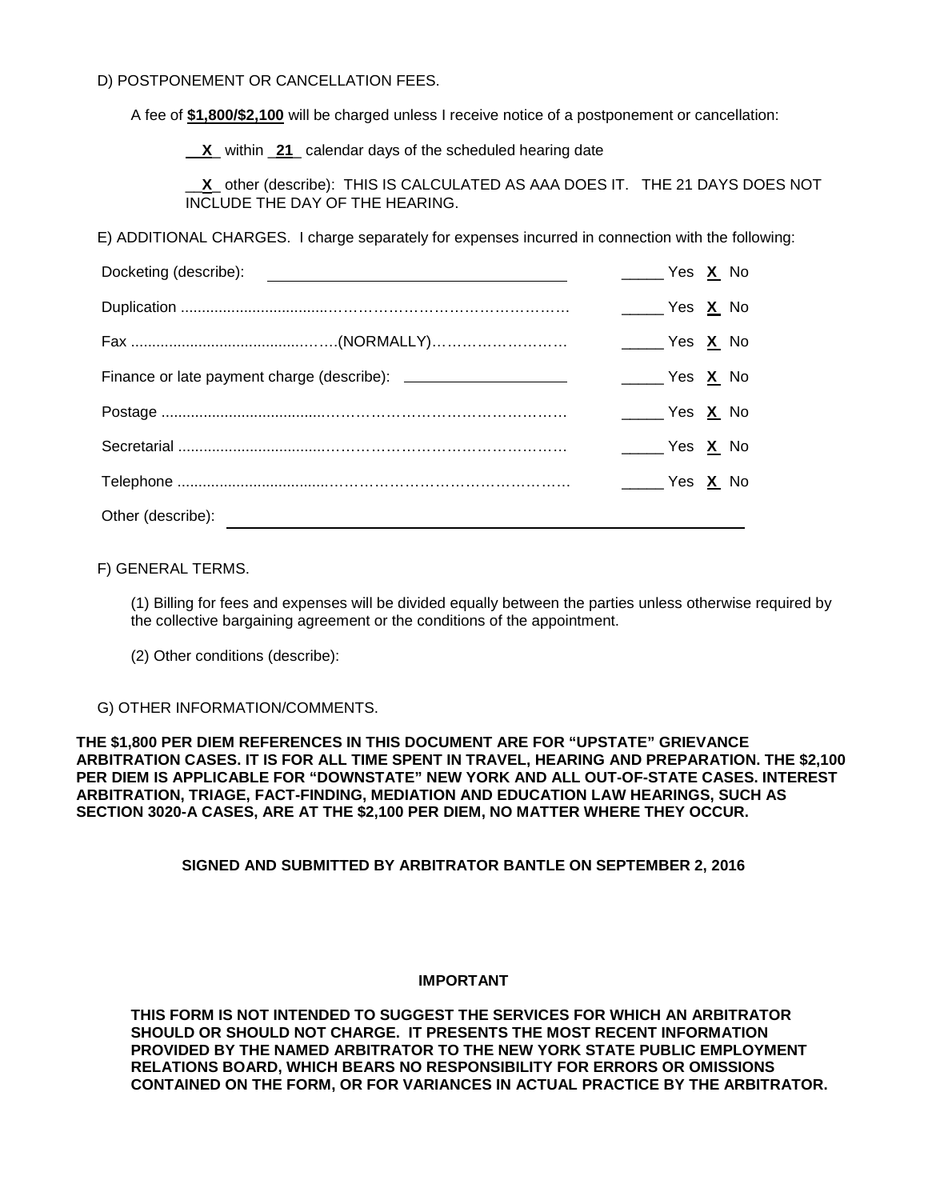D) POSTPONEMENT OR CANCELLATION FEES.

A fee of **$1,800/$2,100** will be charged unless I receive notice of a postponement or cancellation:

__X__ within __21__ calendar days of the scheduled hearing date

__X__ other (describe): THIS IS CALCULATED AS AAA DOES IT. THE 21 DAYS DOES NOT INCLUDE THE DAY OF THE HEARING.

E) ADDITIONAL CHARGES. I charge separately for expenses incurred in connection with the following:

| | | |
|---|---|---|
| Docketing (describe): | ____ Yes | X No |
| Duplication | ____ Yes | X No |
| Fax (NORMALLY) | ____ Yes | X No |
| Finance or late payment charge (describe): | ____ Yes | X No |
| Postage | ____ Yes | X No |
| Secretarial | ____ Yes | X No |
| Telephone | ____ Yes | X No |
| Other (describe): | | |

F) GENERAL TERMS.

(1) Billing for fees and expenses will be divided equally between the parties unless otherwise required by the collective bargaining agreement or the conditions of the appointment.

(2) Other conditions (describe):

G) OTHER INFORMATION/COMMENTS.

**THE $1,800 PER DIEM REFERENCES IN THIS DOCUMENT ARE FOR "UPSTATE" GRIEVANCE ARBITRATION CASES. IT IS FOR ALL TIME SPENT IN TRAVEL, HEARING AND PREPARATION. THE $2,100 PER DIEM IS APPLICABLE FOR "DOWNSTATE" NEW YORK AND ALL OUT-OF-STATE CASES. INTEREST ARBITRATION, TRIAGE, FACT-FINDING, MEDIATION AND EDUCATION LAW HEARINGS, SUCH AS SECTION 3020-A CASES, ARE AT THE $2,100 PER DIEM, NO MATTER WHERE THEY OCCUR.**

**SIGNED AND SUBMITTED BY ARBITRATOR BANTLE ON SEPTEMBER 2, 2016**

**IMPORTANT**

**THIS FORM IS NOT INTENDED TO SUGGEST THE SERVICES FOR WHICH AN ARBITRATOR SHOULD OR SHOULD NOT CHARGE. IT PRESENTS THE MOST RECENT INFORMATION PROVIDED BY THE NAMED ARBITRATOR TO THE NEW YORK STATE PUBLIC EMPLOYMENT RELATIONS BOARD, WHICH BEARS NO RESPONSIBILITY FOR ERRORS OR OMISSIONS CONTAINED ON THE FORM, OR FOR VARIANCES IN ACTUAL PRACTICE BY THE ARBITRATOR.**